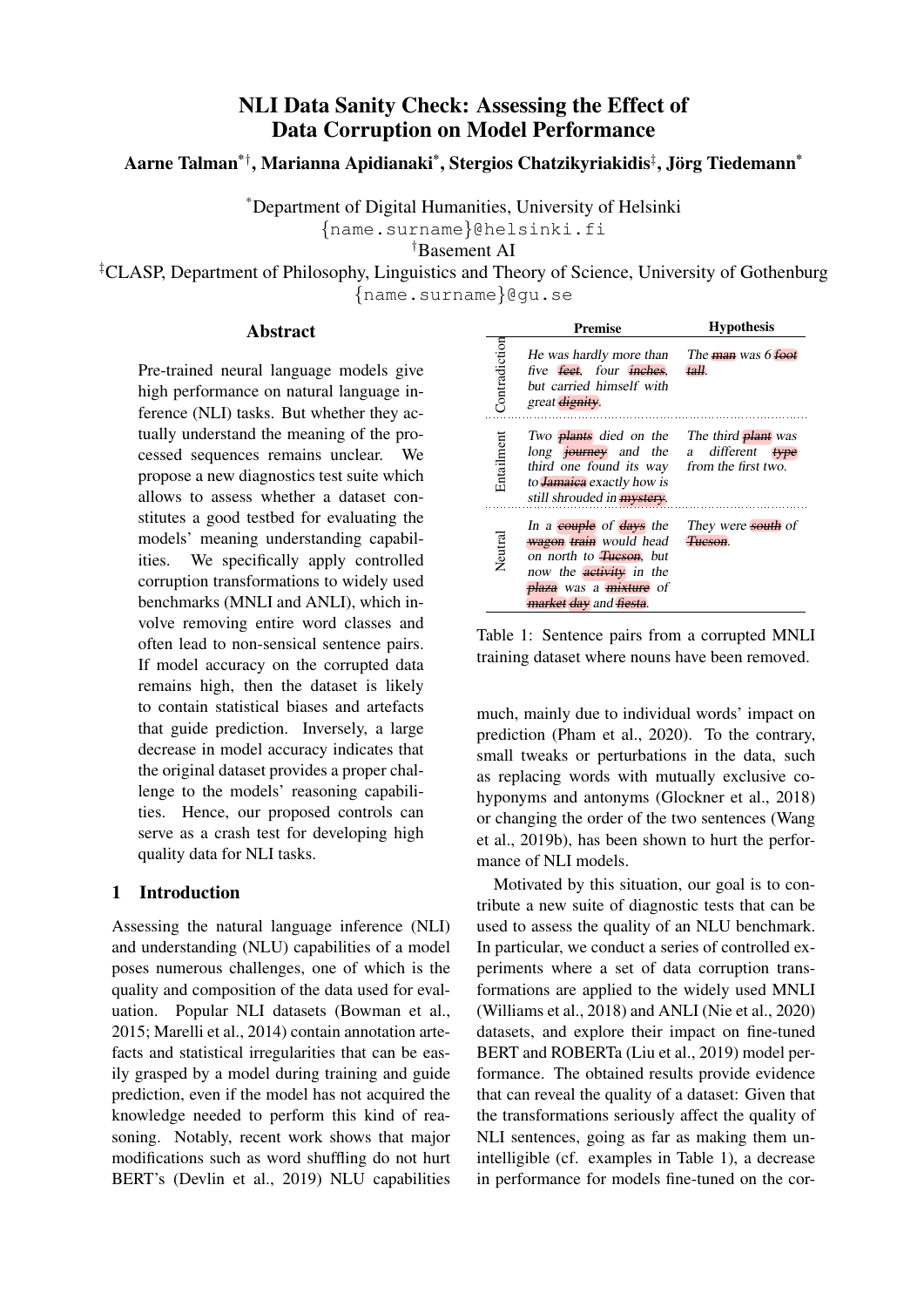# NLI Data Sanity Check: Assessing the Effect of Data Corruption on Model Performance

**Aarne Talman[*†], Marianna Apidianaki[*], Stergios Chatzikyriakidis[‡], Jörg Tiedemann[*]**

[*]Department of Digital Humanities, University of Helsinki
{name.surname}@helsinki.fi
[†]Basement AI
[‡]CLASP, Department of Philosophy, Linguistics and Theory of Science, University of Gothenburg
{name.surname}@gu.se

## Abstract

Pre-trained neural language models give high performance on natural language inference (NLI) tasks. But whether they actually understand the meaning of the processed sequences remains unclear. We propose a new diagnostics test suite which allows to assess whether a dataset constitutes a good testbed for evaluating the models' meaning understanding capabilities. We specifically apply controlled corruption transformations to widely used benchmarks (MNLI and ANLI), which involve removing entire word classes and often lead to non-sensical sentence pairs. If model accuracy on the corrupted data remains high, then the dataset is likely to contain statistical biases and artefacts that guide prediction. Inversely, a large decrease in model accuracy indicates that the original dataset provides a proper challenge to the models' reasoning capabilities. Hence, our proposed controls can serve as a crash test for developing high quality data for NLI tasks.

## 1 Introduction

Assessing the natural language inference (NLI) and understanding (NLU) capabilities of a model poses numerous challenges, one of which is the quality and composition of the data used for evaluation. Popular NLI datasets (Bowman et al., 2015; Marelli et al., 2014) contain annotation artefacts and statistical irregularities that can be easily grasped by a model during training and guide prediction, even if the model has not acquired the knowledge needed to perform this kind of reasoning. Notably, recent work shows that major modifications such as word shuffling do not hurt BERT's (Devlin et al., 2019) NLU capabilities much, mainly due to individual words' impact on prediction (Pham et al., 2020). To the contrary, small tweaks or perturbations in the data, such as replacing words with mutually exclusive co-hyponyms and antonyms (Glockner et al., 2018) or changing the order of the two sentences (Wang et al., 2019b), has been shown to hurt the performance of NLI models.

| | Premise | Hypothesis |
|---|---|---|
| Contradiction | *He was hardly more than five ~~feet~~, four ~~inches~~, but carried himself with great ~~dignity~~.* | *The ~~man~~ was 6 ~~foot~~ ~~tall~~.* |
| Entailment | *Two ~~plants~~ died on the long ~~journey~~ and the third one found its way to ~~Jamaica~~ exactly how is still shrouded in ~~mystery~~.* | *The third ~~plant~~ was a different ~~type~~ from the first two.* |
| Neutral | *In a ~~couple~~ of ~~days~~ the ~~wagon~~ ~~train~~ would head on north to ~~Tucson~~, but now the ~~activity~~ in the ~~plaza~~ was a ~~mixture~~ of ~~market~~ ~~day~~ and ~~fiesta~~.* | *They were ~~south~~ of ~~Tucson~~.* |

Table 1: Sentence pairs from a corrupted MNLI training dataset where nouns have been removed.

Motivated by this situation, our goal is to contribute a new suite of diagnostic tests that can be used to assess the quality of an NLU benchmark. In particular, we conduct a series of controlled experiments where a set of data corruption transformations are applied to the widely used MNLI (Williams et al., 2018) and ANLI (Nie et al., 2020) datasets, and explore their impact on fine-tuned BERT and ROBERTa (Liu et al., 2019) model performance. The obtained results provide evidence that can reveal the quality of a dataset: Given that the transformations seriously affect the quality of NLI sentences, going as far as making them unintelligible (cf. examples in Table 1), a decrease in performance for models fine-tuned on the cor-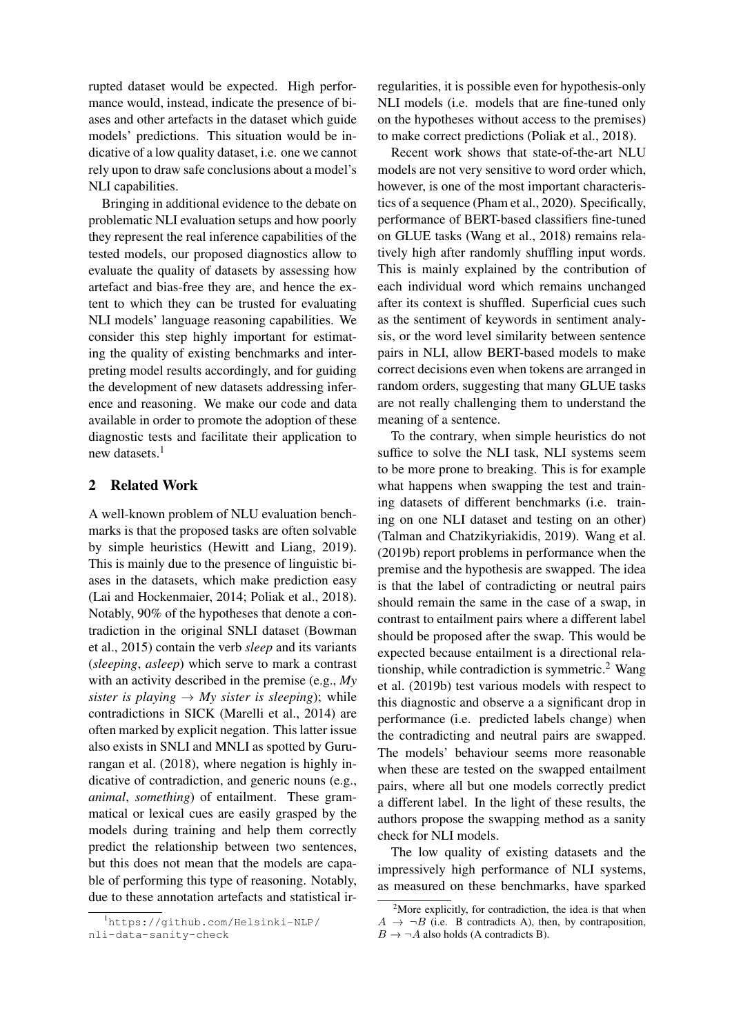rupted dataset would be expected. High performance would, instead, indicate the presence of biases and other artefacts in the dataset which guide models' predictions. This situation would be indicative of a low quality dataset, i.e. one we cannot rely upon to draw safe conclusions about a model's NLI capabilities.

Bringing in additional evidence to the debate on problematic NLI evaluation setups and how poorly they represent the real inference capabilities of the tested models, our proposed diagnostics allow to evaluate the quality of datasets by assessing how artefact and bias-free they are, and hence the extent to which they can be trusted for evaluating NLI models' language reasoning capabilities. We consider this step highly important for estimating the quality of existing benchmarks and interpreting model results accordingly, and for guiding the development of new datasets addressing inference and reasoning. We make our code and data available in order to promote the adoption of these diagnostic tests and facilitate their application to new datasets.[1]

## 2 Related Work

A well-known problem of NLU evaluation benchmarks is that the proposed tasks are often solvable by simple heuristics (Hewitt and Liang, 2019). This is mainly due to the presence of linguistic biases in the datasets, which make prediction easy (Lai and Hockenmaier, 2014; Poliak et al., 2018). Notably, 90% of the hypotheses that denote a contradiction in the original SNLI dataset (Bowman et al., 2015) contain the verb *sleep* and its variants (*sleeping*, *asleep*) which serve to mark a contrast with an activity described in the premise (e.g., *My sister is playing* $\rightarrow$ *My sister is sleeping*); while contradictions in SICK (Marelli et al., 2014) are often marked by explicit negation. This latter issue also exists in SNLI and MNLI as spotted by Gururangan et al. (2018), where negation is highly indicative of contradiction, and generic nouns (e.g., *animal*, *something*) of entailment. These grammatical or lexical cues are easily grasped by the models during training and help them correctly predict the relationship between two sentences, but this does not mean that the models are capable of performing this type of reasoning. Notably, due to these annotation artefacts and statistical irregularities, it is possible even for hypothesis-only NLI models (i.e. models that are fine-tuned only on the hypotheses without access to the premises) to make correct predictions (Poliak et al., 2018).

Recent work shows that state-of-the-art NLU models are not very sensitive to word order which, however, is one of the most important characteristics of a sequence (Pham et al., 2020). Specifically, performance of BERT-based classifiers fine-tuned on GLUE tasks (Wang et al., 2018) remains relatively high after randomly shuffling input words. This is mainly explained by the contribution of each individual word which remains unchanged after its context is shuffled. Superficial cues such as the sentiment of keywords in sentiment analysis, or the word level similarity between sentence pairs in NLI, allow BERT-based models to make correct decisions even when tokens are arranged in random orders, suggesting that many GLUE tasks are not really challenging them to understand the meaning of a sentence.

To the contrary, when simple heuristics do not suffice to solve the NLI task, NLI systems seem to be more prone to breaking. This is for example what happens when swapping the test and training datasets of different benchmarks (i.e. training on one NLI dataset and testing on an other) (Talman and Chatzikyriakidis, 2019). Wang et al. (2019b) report problems in performance when the premise and the hypothesis are swapped. The idea is that the label of contradicting or neutral pairs should remain the same in the case of a swap, in contrast to entailment pairs where a different label should be proposed after the swap. This would be expected because entailment is a directional relationship, while contradiction is symmetric.[2] Wang et al. (2019b) test various models with respect to this diagnostic and observe a a significant drop in performance (i.e. predicted labels change) when the contradicting and neutral pairs are swapped. The models' behaviour seems more reasonable when these are tested on the swapped entailment pairs, where all but one models correctly predict a different label. In the light of these results, the authors propose the swapping method as a sanity check for NLI models.

The low quality of existing datasets and the impressively high performance of NLI systems, as measured on these benchmarks, have sparked

[1] https://github.com/Helsinki-NLP/nli-data-sanity-check

[2] More explicitly, for contradiction, the idea is that when $A \rightarrow \neg B$ (i.e. B contradicts A), then, by contraposition, $B \rightarrow \neg A$ also holds (A contradicts B).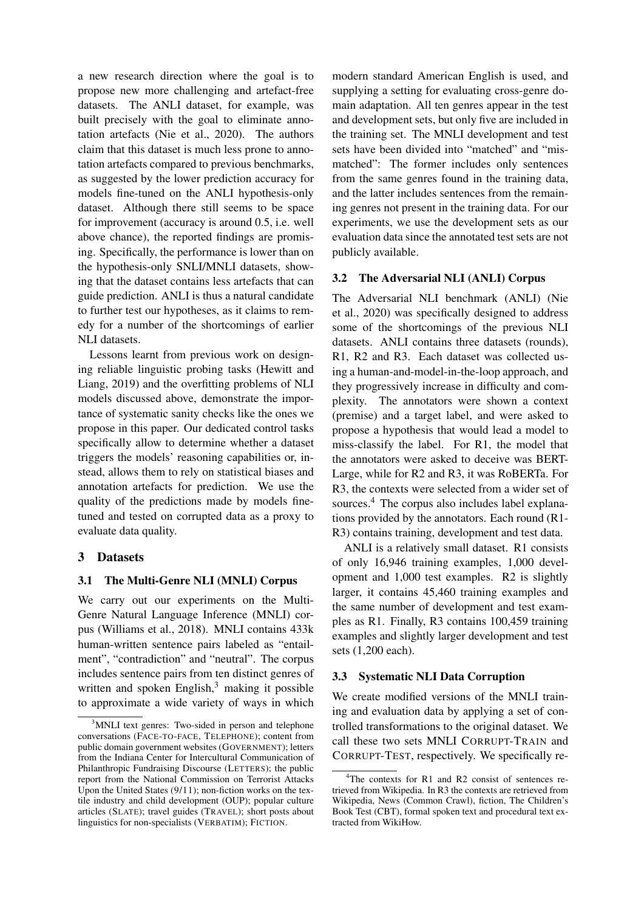a new research direction where the goal is to propose new more challenging and artefact-free datasets. The ANLI dataset, for example, was built precisely with the goal to eliminate annotation artefacts (Nie et al., 2020). The authors claim that this dataset is much less prone to annotation artefacts compared to previous benchmarks, as suggested by the lower prediction accuracy for models fine-tuned on the ANLI hypothesis-only dataset. Although there still seems to be space for improvement (accuracy is around 0.5, i.e. well above chance), the reported findings are promising. Specifically, the performance is lower than on the hypothesis-only SNLI/MNLI datasets, showing that the dataset contains less artefacts that can guide prediction. ANLI is thus a natural candidate to further test our hypotheses, as it claims to remedy for a number of the shortcomings of earlier NLI datasets.

Lessons learnt from previous work on designing reliable linguistic probing tasks (Hewitt and Liang, 2019) and the overfitting problems of NLI models discussed above, demonstrate the importance of systematic sanity checks like the ones we propose in this paper. Our dedicated control tasks specifically allow to determine whether a dataset triggers the models' reasoning capabilities or, instead, allows them to rely on statistical biases and annotation artefacts for prediction. We use the quality of the predictions made by models fine-tuned and tested on corrupted data as a proxy to evaluate data quality.

## 3 Datasets

### 3.1 The Multi-Genre NLI (MNLI) Corpus

We carry out our experiments on the Multi-Genre Natural Language Inference (MNLI) corpus (Williams et al., 2018). MNLI contains 433k human-written sentence pairs labeled as "entailment", "contradiction" and "neutral". The corpus includes sentence pairs from ten distinct genres of written and spoken English,[3] making it possible to approximate a wide variety of ways in which modern standard American English is used, and supplying a setting for evaluating cross-genre domain adaptation. All ten genres appear in the test and development sets, but only five are included in the training set. The MNLI development and test sets have been divided into "matched" and "mismatched": The former includes only sentences from the same genres found in the training data, and the latter includes sentences from the remaining genres not present in the training data. For our experiments, we use the development sets as our evaluation data since the annotated test sets are not publicly available.

### 3.2 The Adversarial NLI (ANLI) Corpus

The Adversarial NLI benchmark (ANLI) (Nie et al., 2020) was specifically designed to address some of the shortcomings of the previous NLI datasets. ANLI contains three datasets (rounds), R1, R2 and R3. Each dataset was collected using a human-and-model-in-the-loop approach, and they progressively increase in difficulty and complexity. The annotators were shown a context (premise) and a target label, and were asked to propose a hypothesis that would lead a model to miss-classify the label. For R1, the model that the annotators were asked to deceive was BERT-Large, while for R2 and R3, it was RoBERTa. For R3, the contexts were selected from a wider set of sources.[4] The corpus also includes label explanations provided by the annotators. Each round (R1-R3) contains training, development and test data.

ANLI is a relatively small dataset. R1 consists of only 16,946 training examples, 1,000 development and 1,000 test examples. R2 is slightly larger, it contains 45,460 training examples and the same number of development and test examples as R1. Finally, R3 contains 100,459 training examples and slightly larger development and test sets (1,200 each).

### 3.3 Systematic NLI Data Corruption

We create modified versions of the MNLI training and evaluation data by applying a set of controlled transformations to the original dataset. We call these two sets MNLI CORRUPT-TRAIN and CORRUPT-TEST, respectively. We specifically re-

[3] MNLI text genres: Two-sided in person and telephone conversations (FACE-TO-FACE, TELEPHONE); content from public domain government websites (GOVERNMENT); letters from the Indiana Center for Intercultural Communication of Philanthropic Fundraising Discourse (LETTERS); the public report from the National Commission on Terrorist Attacks Upon the United States (9/11); non-fiction works on the textile industry and child development (OUP); popular culture articles (SLATE); travel guides (TRAVEL); short posts about linguistics for non-specialists (VERBATIM); FICTION.

[4] The contexts for R1 and R2 consist of sentences retrieved from Wikipedia. In R3 the contexts are retrieved from Wikipedia, News (Common Crawl), fiction, The Children's Book Test (CBT), formal spoken text and procedural text extracted from WikiHow.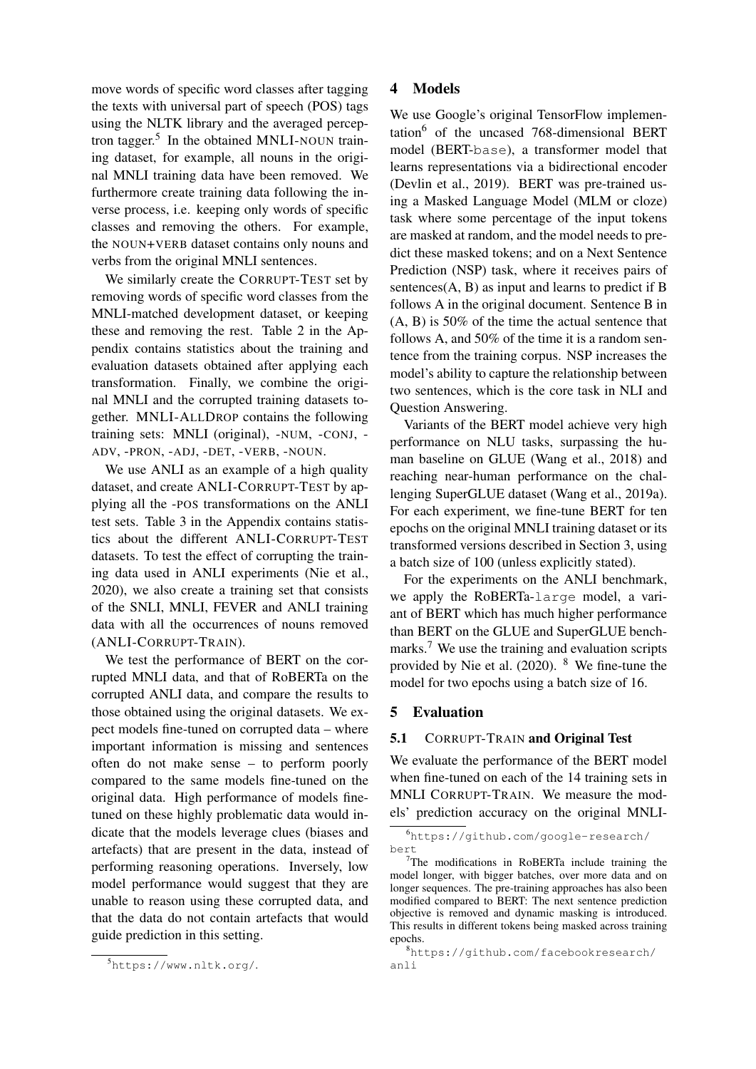move words of specific word classes after tagging the texts with universal part of speech (POS) tags using the NLTK library and the averaged perceptron tagger.[5] In the obtained MNLI-NOUN training dataset, for example, all nouns in the original MNLI training data have been removed. We furthermore create training data following the inverse process, i.e. keeping only words of specific classes and removing the others. For example, the NOUN+VERB dataset contains only nouns and verbs from the original MNLI sentences.

We similarly create the CORRUPT-TEST set by removing words of specific word classes from the MNLI-matched development dataset, or keeping these and removing the rest. Table 2 in the Appendix contains statistics about the training and evaluation datasets obtained after applying each transformation. Finally, we combine the original MNLI and the corrupted training datasets together. MNLI-ALLDROP contains the following training sets: MNLI (original), -NUM, -CONJ, -ADV, -PRON, -ADJ, -DET, -VERB, -NOUN.

We use ANLI as an example of a high quality dataset, and create ANLI-CORRUPT-TEST by applying all the -POS transformations on the ANLI test sets. Table 3 in the Appendix contains statistics about the different ANLI-CORRUPT-TEST datasets. To test the effect of corrupting the training data used in ANLI experiments (Nie et al., 2020), we also create a training set that consists of the SNLI, MNLI, FEVER and ANLI training data with all the occurrences of nouns removed (ANLI-CORRUPT-TRAIN).

We test the performance of BERT on the corrupted MNLI data, and that of RoBERTa on the corrupted ANLI data, and compare the results to those obtained using the original datasets. We expect models fine-tuned on corrupted data – where important information is missing and sentences often do not make sense – to perform poorly compared to the same models fine-tuned on the original data. High performance of models fine-tuned on these highly problematic data would indicate that the models leverage clues (biases and artefacts) that are present in the data, instead of performing reasoning operations. Inversely, low model performance would suggest that they are unable to reason using these corrupted data, and that the data do not contain artefacts that would guide prediction in this setting.

[5] https://www.nltk.org/.

## 4 Models

We use Google's original TensorFlow implementation[6] of the uncased 768-dimensional BERT model (BERT-base), a transformer model that learns representations via a bidirectional encoder (Devlin et al., 2019). BERT was pre-trained using a Masked Language Model (MLM or cloze) task where some percentage of the input tokens are masked at random, and the model needs to predict these masked tokens; and on a Next Sentence Prediction (NSP) task, where it receives pairs of sentences(A, B) as input and learns to predict if B follows A in the original document. Sentence B in (A, B) is 50% of the time the actual sentence that follows A, and 50% of the time it is a random sentence from the training corpus. NSP increases the model's ability to capture the relationship between two sentences, which is the core task in NLI and Question Answering.

Variants of the BERT model achieve very high performance on NLU tasks, surpassing the human baseline on GLUE (Wang et al., 2018) and reaching near-human performance on the challenging SuperGLUE dataset (Wang et al., 2019a). For each experiment, we fine-tune BERT for ten epochs on the original MNLI training dataset or its transformed versions described in Section 3, using a batch size of 100 (unless explicitly stated).

For the experiments on the ANLI benchmark, we apply the RoBERTa-large model, a variant of BERT which has much higher performance than BERT on the GLUE and SuperGLUE benchmarks.[7] We use the training and evaluation scripts provided by Nie et al. (2020). [8] We fine-tune the model for two epochs using a batch size of 16.

## 5 Evaluation

### 5.1 CORRUPT-TRAIN and Original Test

We evaluate the performance of the BERT model when fine-tuned on each of the 14 training sets in MNLI CORRUPT-TRAIN. We measure the models' prediction accuracy on the original MNLI-

[6] https://github.com/google-research/bert

[7] The modifications in RoBERTa include training the model longer, with bigger batches, over more data and on longer sequences. The pre-training approaches has also been modified compared to BERT: The next sentence prediction objective is removed and dynamic masking is introduced. This results in different tokens being masked across training epochs.

[8] https://github.com/facebookresearch/anli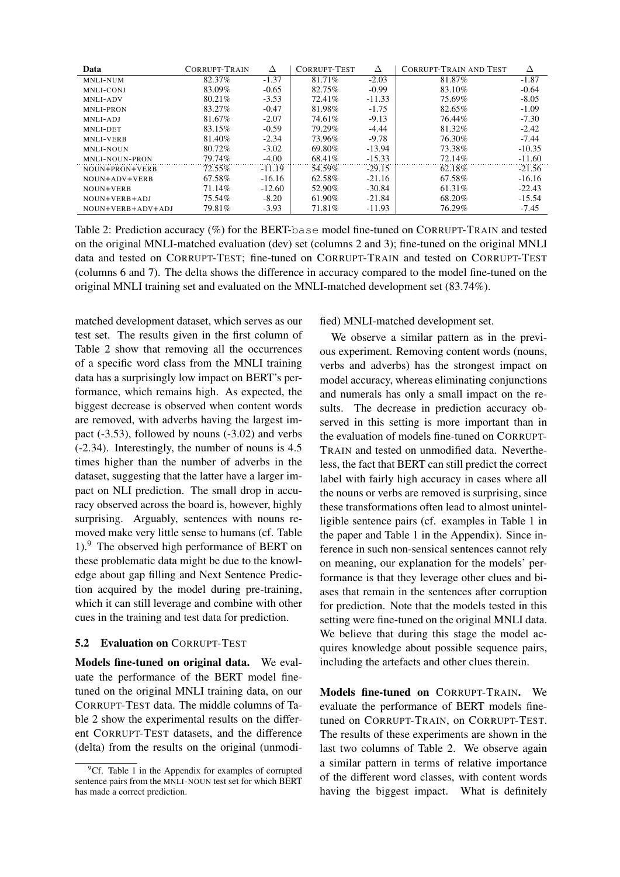| Data | CORRUPT-TRAIN | Δ | CORRUPT-TEST | Δ | CORRUPT-TRAIN AND TEST | Δ |
|---|---|---|---|---|---|---|
| MNLI-NUM | 82.37% | -1.37 | 81.71% | -2.03 | 81.87% | -1.87 |
| MNLI-CONJ | 83.09% | -0.65 | 82.75% | -0.99 | 83.10% | -0.64 |
| MNLI-ADV | 80.21% | -3.53 | 72.41% | -11.33 | 75.69% | -8.05 |
| MNLI-PRON | 83.27% | -0.47 | 81.98% | -1.75 | 82.65% | -1.09 |
| MNLI-ADJ | 81.67% | -2.07 | 74.61% | -9.13 | 76.44% | -7.30 |
| MNLI-DET | 83.15% | -0.59 | 79.29% | -4.44 | 81.32% | -2.42 |
| MNLI-VERB | 81.40% | -2.34 | 73.96% | -9.78 | 76.30% | -7.44 |
| MNLI-NOUN | 80.72% | -3.02 | 69.80% | -13.94 | 73.38% | -10.35 |
| MNLI-NOUN-PRON | 79.74% | -4.00 | 68.41% | -15.33 | 72.14% | -11.60 |
| NOUN+PRON+VERB | 72.55% | -11.19 | 54.59% | -29.15 | 62.18% | -21.56 |
| NOUN+ADV+VERB | 67.58% | -16.16 | 62.58% | -21.16 | 67.58% | -16.16 |
| NOUN+VERB | 71.14% | -12.60 | 52.90% | -30.84 | 61.31% | -22.43 |
| NOUN+VERB+ADJ | 75.54% | -8.20 | 61.90% | -21.84 | 68.20% | -15.54 |
| NOUN+VERB+ADV+ADJ | 79.81% | -3.93 | 71.81% | -11.93 | 76.29% | -7.45 |

Table 2: Prediction accuracy (%) for the BERT-base model fine-tuned on CORRUPT-TRAIN and tested on the original MNLI-matched evaluation (dev) set (columns 2 and 3); fine-tuned on the original MNLI data and tested on CORRUPT-TEST; fine-tuned on CORRUPT-TRAIN and tested on CORRUPT-TEST (columns 6 and 7). The delta shows the difference in accuracy compared to the model fine-tuned on the original MNLI training set and evaluated on the MNLI-matched development set (83.74%).

matched development dataset, which serves as our test set. The results given in the first column of Table 2 show that removing all the occurrences of a specific word class from the MNLI training data has a surprisingly low impact on BERT's performance, which remains high. As expected, the biggest decrease is observed when content words are removed, with adverbs having the largest impact (-3.53), followed by nouns (-3.02) and verbs (-2.34). Interestingly, the number of nouns is 4.5 times higher than the number of adverbs in the dataset, suggesting that the latter have a larger impact on NLI prediction. The small drop in accuracy observed across the board is, however, highly surprising. Arguably, sentences with nouns removed make very little sense to humans (cf. Table 1).[9] The observed high performance of BERT on these problematic data might be due to the knowledge about gap filling and Next Sentence Prediction acquired by the model during pre-training, which it can still leverage and combine with other cues in the training and test data for prediction.

### 5.2 Evaluation on CORRUPT-TEST

**Models fine-tuned on original data.** We evaluate the performance of the BERT model fine-tuned on the original MNLI training data, on our CORRUPT-TEST data. The middle columns of Table 2 show the experimental results on the different CORRUPT-TEST datasets, and the difference (delta) from the results on the original (unmodified) MNLI-matched development set.

We observe a similar pattern as in the previous experiment. Removing content words (nouns, verbs and adverbs) has the strongest impact on model accuracy, whereas eliminating conjunctions and numerals has only a small impact on the results. The decrease in prediction accuracy observed in this setting is more important than in the evaluation of models fine-tuned on CORRUPT-TRAIN and tested on unmodified data. Nevertheless, the fact that BERT can still predict the correct label with fairly high accuracy in cases where all the nouns or verbs are removed is surprising, since these transformations often lead to almost unintelligible sentence pairs (cf. examples in Table 1 in the paper and Table 1 in the Appendix). Since inference in such non-sensical sentences cannot rely on meaning, our explanation for the models' performance is that they leverage other clues and biases that remain in the sentences after corruption for prediction. Note that the models tested in this setting were fine-tuned on the original MNLI data. We believe that during this stage the model acquires knowledge about possible sequence pairs, including the artefacts and other clues therein.

**Models fine-tuned on CORRUPT-TRAIN.** We evaluate the performance of BERT models fine-tuned on CORRUPT-TRAIN, on CORRUPT-TEST. The results of these experiments are shown in the last two columns of Table 2. We observe again a similar pattern in terms of relative importance of the different word classes, with content words having the biggest impact. What is definitely

[9] Cf. Table 1 in the Appendix for examples of corrupted sentence pairs from the MNLI-NOUN test set for which BERT has made a correct prediction.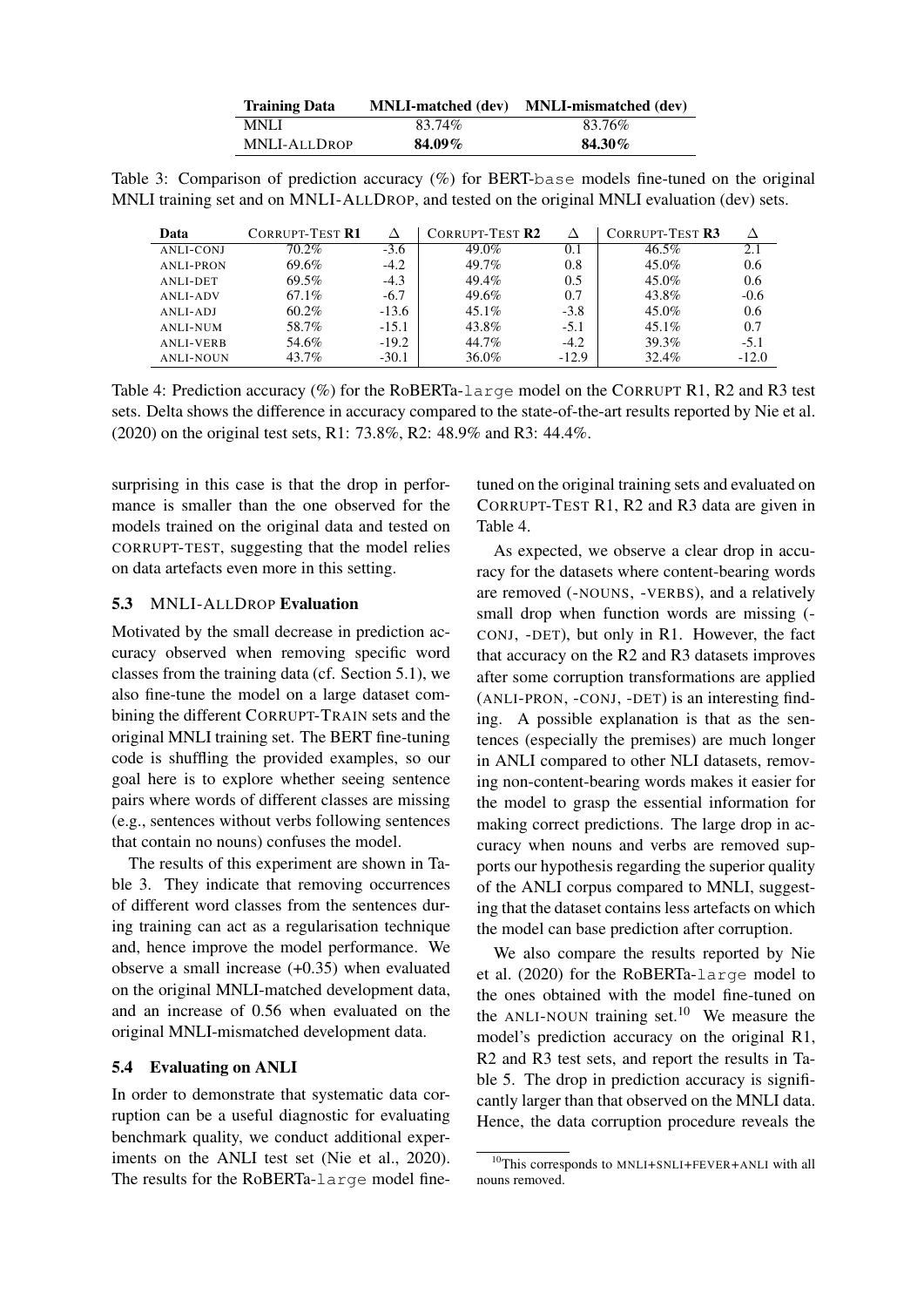| Training Data | MNLI-matched (dev) | MNLI-mismatched (dev) |
|---|---|---|
| MNLI | 83.74% | 83.76% |
| MNLI-AllDrop | **84.09%** | **84.30%** |

Table 3: Comparison of prediction accuracy (%) for BERT-base models fine-tuned on the original MNLI training set and on MNLI-AllDrop, and tested on the original MNLI evaluation (dev) sets.

| Data | Corrupt-Test **R1** | Δ | Corrupt-Test **R2** | Δ | Corrupt-Test **R3** | Δ |
|---|---|---|---|---|---|---|
| ANLI-CONJ | 70.2% | -3.6 | 49.0% | 0.1 | 46.5% | 2.1 |
| ANLI-PRON | 69.6% | -4.2 | 49.7% | 0.8 | 45.0% | 0.6 |
| ANLI-DET | 69.5% | -4.3 | 49.4% | 0.5 | 45.0% | 0.6 |
| ANLI-ADV | 67.1% | -6.7 | 49.6% | 0.7 | 43.8% | -0.6 |
| ANLI-ADJ | 60.2% | -13.6 | 45.1% | -3.8 | 45.0% | 0.6 |
| ANLI-NUM | 58.7% | -15.1 | 43.8% | -5.1 | 45.1% | 0.7 |
| ANLI-VERB | 54.6% | -19.2 | 44.7% | -4.2 | 39.3% | -5.1 |
| ANLI-NOUN | 43.7% | -30.1 | 36.0% | -12.9 | 32.4% | -12.0 |

Table 4: Prediction accuracy (%) for the RoBERTa-large model on the Corrupt R1, R2 and R3 test sets. Delta shows the difference in accuracy compared to the state-of-the-art results reported by Nie et al. (2020) on the original test sets, R1: 73.8%, R2: 48.9% and R3: 44.4%.

surprising in this case is that the drop in performance is smaller than the one observed for the models trained on the original data and tested on Corrupt-Test, suggesting that the model relies on data artefacts even more in this setting.

### 5.3 MNLI-AllDrop Evaluation

Motivated by the small decrease in prediction accuracy observed when removing specific word classes from the training data (cf. Section 5.1), we also fine-tune the model on a large dataset combining the different Corrupt-Train sets and the original MNLI training set. The BERT fine-tuning code is shuffling the provided examples, so our goal here is to explore whether seeing sentence pairs where words of different classes are missing (e.g., sentences without verbs following sentences that contain no nouns) confuses the model.

The results of this experiment are shown in Table 3. They indicate that removing occurrences of different word classes from the sentences during training can act as a regularisation technique and, hence improve the model performance. We observe a small increase (+0.35) when evaluated on the original MNLI-matched development data, and an increase of 0.56 when evaluated on the original MNLI-mismatched development data.

### 5.4 Evaluating on ANLI

In order to demonstrate that systematic data corruption can be a useful diagnostic for evaluating benchmark quality, we conduct additional experiments on the ANLI test set (Nie et al., 2020). The results for the RoBERTa-large model fine-tuned on the original training sets and evaluated on Corrupt-Test R1, R2 and R3 data are given in Table 4.

As expected, we observe a clear drop in accuracy for the datasets where content-bearing words are removed (-NOUNS, -VERBS), and a relatively small drop when function words are missing (-CONJ, -DET), but only in R1. However, the fact that accuracy on the R2 and R3 datasets improves after some corruption transformations are applied (ANLI-PRON, -CONJ, -DET) is an interesting finding. A possible explanation is that as the sentences (especially the premises) are much longer in ANLI compared to other NLI datasets, removing non-content-bearing words makes it easier for the model to grasp the essential information for making correct predictions. The large drop in accuracy when nouns and verbs are removed supports our hypothesis regarding the superior quality of the ANLI corpus compared to MNLI, suggesting that the dataset contains less artefacts on which the model can base prediction after corruption.

We also compare the results reported by Nie et al. (2020) for the RoBERTa-large model to the ones obtained with the model fine-tuned on the ANLI-NOUN training set.[10] We measure the model's prediction accuracy on the original R1, R2 and R3 test sets, and report the results in Table 5. The drop in prediction accuracy is significantly larger than that observed on the MNLI data. Hence, the data corruption procedure reveals the

[10] This corresponds to MNLI+SNLI+FEVER+ANLI with all nouns removed.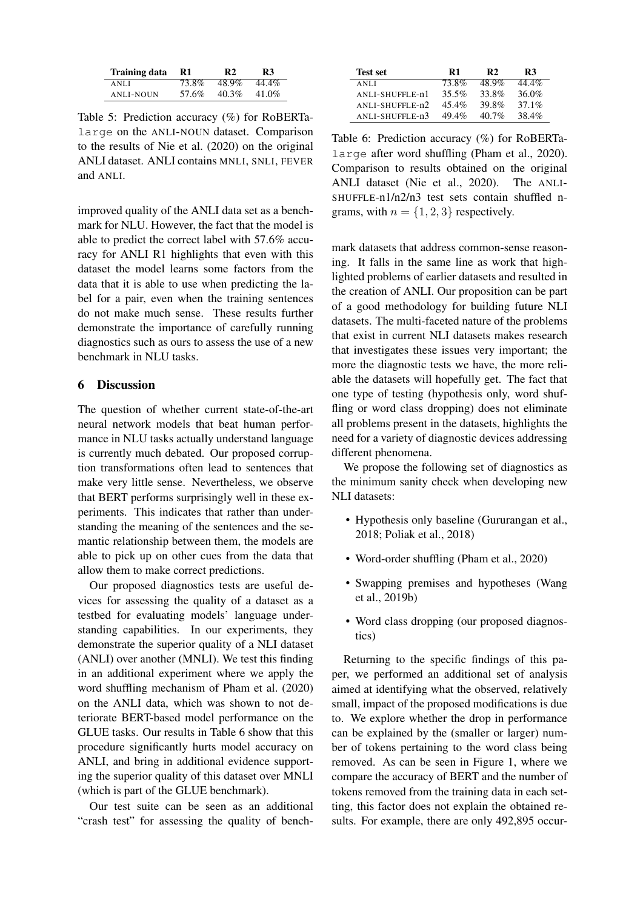| Training data | R1 | R2 | R3 |
|---|---|---|---|
| ANLI | 73.8% | 48.9% | 44.4% |
| ANLI-NOUN | 57.6% | 40.3% | 41.0% |

Table 5: Prediction accuracy (%) for RoBERTa-large on the ANLI-NOUN dataset. Comparison to the results of Nie et al. (2020) on the original ANLI dataset. ANLI contains MNLI, SNLI, FEVER and ANLI.

improved quality of the ANLI data set as a benchmark for NLU. However, the fact that the model is able to predict the correct label with 57.6% accuracy for ANLI R1 highlights that even with this dataset the model learns some factors from the data that it is able to use when predicting the label for a pair, even when the training sentences do not make much sense. These results further demonstrate the importance of carefully running diagnostics such as ours to assess the use of a new benchmark in NLU tasks.

## 6 Discussion

The question of whether current state-of-the-art neural network models that beat human performance in NLU tasks actually understand language is currently much debated. Our proposed corruption transformations often lead to sentences that make very little sense. Nevertheless, we observe that BERT performs surprisingly well in these experiments. This indicates that rather than understanding the meaning of the sentences and the semantic relationship between them, the models are able to pick up on other cues from the data that allow them to make correct predictions.

Our proposed diagnostics tests are useful devices for assessing the quality of a dataset as a testbed for evaluating models' language understanding capabilities. In our experiments, they demonstrate the superior quality of a NLI dataset (ANLI) over another (MNLI). We test this finding in an additional experiment where we apply the word shuffling mechanism of Pham et al. (2020) on the ANLI data, which was shown to not deteriorate BERT-based model performance on the GLUE tasks. Our results in Table 6 show that this procedure significantly hurts model accuracy on ANLI, and bring in additional evidence supporting the superior quality of this dataset over MNLI (which is part of the GLUE benchmark).

Our test suite can be seen as an additional "crash test" for assessing the quality of bench-

| Test set | R1 | R2 | R3 |
|---|---|---|---|
| ANLI | 73.8% | 48.9% | 44.4% |
| ANLI-SHUFFLE-n1 | 35.5% | 33.8% | 36.0% |
| ANLI-SHUFFLE-n2 | 45.4% | 39.8% | 37.1% |
| ANLI-SHUFFLE-n3 | 49.4% | 40.7% | 38.4% |

Table 6: Prediction accuracy (%) for RoBERTa-large after word shuffling (Pham et al., 2020). Comparison to results obtained on the original ANLI dataset (Nie et al., 2020). The ANLI-SHUFFLE-n1/n2/n3 test sets contain shuffled n-grams, with $n = \{1, 2, 3\}$ respectively.

mark datasets that address common-sense reasoning. It falls in the same line as work that highlighted problems of earlier datasets and resulted in the creation of ANLI. Our proposition can be part of a good methodology for building future NLI datasets. The multi-faceted nature of the problems that exist in current NLI datasets makes research that investigates these issues very important; the more the diagnostic tests we have, the more reliable the datasets will hopefully get. The fact that one type of testing (hypothesis only, word shuffling or word class dropping) does not eliminate all problems present in the datasets, highlights the need for a variety of diagnostic devices addressing different phenomena.

We propose the following set of diagnostics as the minimum sanity check when developing new NLI datasets:

- Hypothesis only baseline (Gururangan et al., 2018; Poliak et al., 2018)
- Word-order shuffling (Pham et al., 2020)
- Swapping premises and hypotheses (Wang et al., 2019b)
- Word class dropping (our proposed diagnostics)

Returning to the specific findings of this paper, we performed an additional set of analysis aimed at identifying what the observed, relatively small, impact of the proposed modifications is due to. We explore whether the drop in performance can be explained by the (smaller or larger) number of tokens pertaining to the word class being removed. As can be seen in Figure 1, where we compare the accuracy of BERT and the number of tokens removed from the training data in each setting, this factor does not explain the obtained results. For example, there are only 492,895 occur-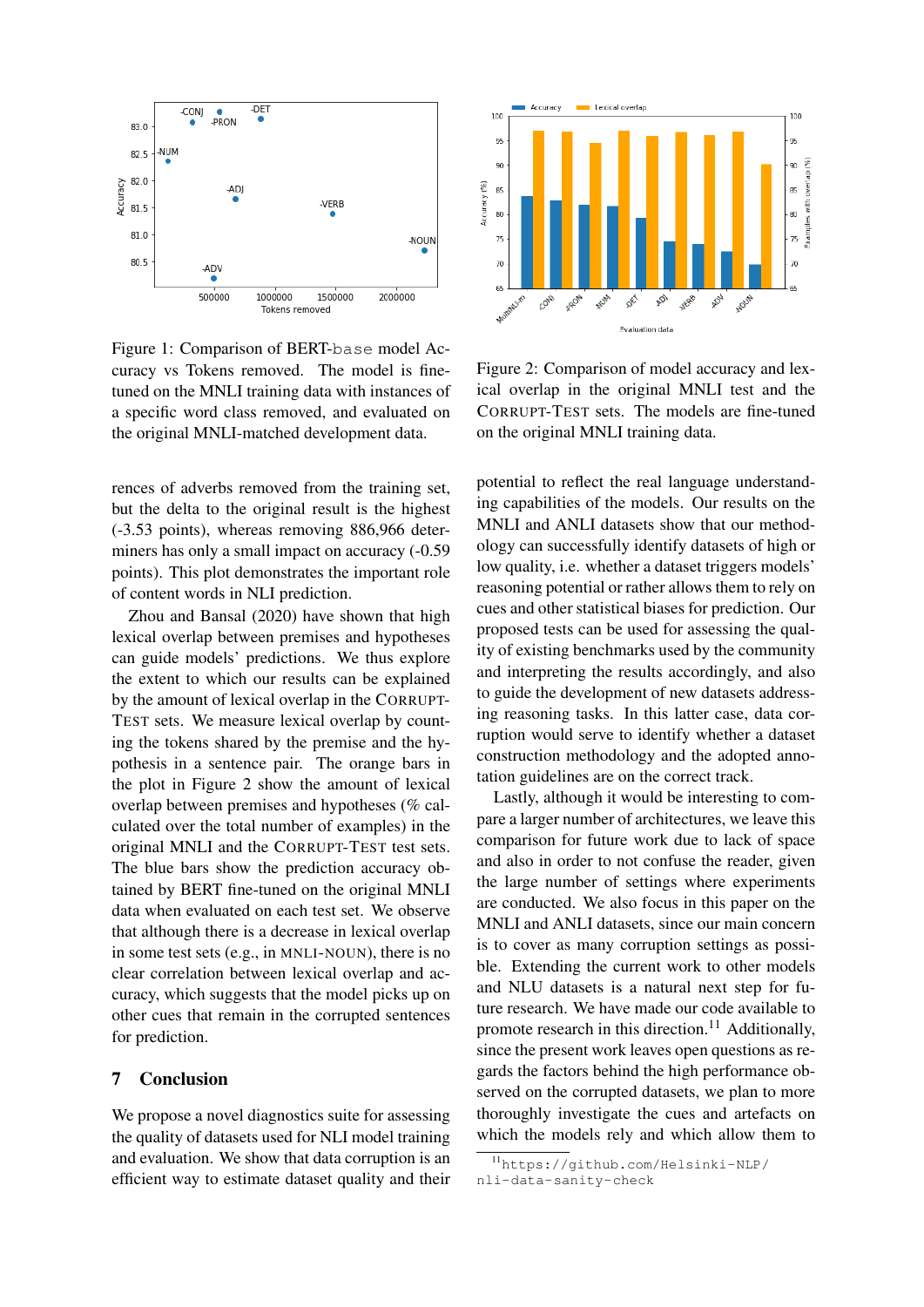-CONJ
-DET
-PRON
-NUM
-ADJ
-VERB
-NOUN
-ADV

83.0
82.5
82.0
81.5
81.0
80.5

Accuracy

500000
1000000
1500000
2000000

Tokens removed

Figure 1: Comparison of BERT-`base` model Accuracy vs Tokens removed. The model is fine-tuned on the MNLI training data with instances of a specific word class removed, and evaluated on the original MNLI-matched development data.

Accuracy
Lexical overlap

100
95
90
85
80
75
70
65

Accuracy (%)

Examples with overlap (%)

MultiNLI-m
-CONJ
-PRON
-NUM
-DET
-ADJ
-VERB
-ADV
-NOUN

Evaluation data

Figure 2: Comparison of model accuracy and lexical overlap in the original MNLI test and the CORRUPT-TEST sets. The models are fine-tuned on the original MNLI training data.

rences of adverbs removed from the training set, but the delta to the original result is the highest (-3.53 points), whereas removing 886,966 determiners has only a small impact on accuracy (-0.59 points). This plot demonstrates the important role of content words in NLI prediction.

Zhou and Bansal (2020) have shown that high lexical overlap between premises and hypotheses can guide models' predictions. We thus explore the extent to which our results can be explained by the amount of lexical overlap in the CORRUPT-TEST sets. We measure lexical overlap by counting the tokens shared by the premise and the hypothesis in a sentence pair. The orange bars in the plot in Figure 2 show the amount of lexical overlap between premises and hypotheses (% calculated over the total number of examples) in the original MNLI and the CORRUPT-TEST test sets. The blue bars show the prediction accuracy obtained by BERT fine-tuned on the original MNLI data when evaluated on each test set. We observe that although there is a decrease in lexical overlap in some test sets (e.g., in MNLI-NOUN), there is no clear correlation between lexical overlap and accuracy, which suggests that the model picks up on other cues that remain in the corrupted sentences for prediction.

## 7 Conclusion

We propose a novel diagnostics suite for assessing the quality of datasets used for NLI model training and evaluation. We show that data corruption is an efficient way to estimate dataset quality and their potential to reflect the real language understanding capabilities of the models. Our results on the MNLI and ANLI datasets show that our methodology can successfully identify datasets of high or low quality, i.e. whether a dataset triggers models' reasoning potential or rather allows them to rely on cues and other statistical biases for prediction. Our proposed tests can be used for assessing the quality of existing benchmarks used by the community and interpreting the results accordingly, and also to guide the development of new datasets addressing reasoning tasks. In this latter case, data corruption would serve to identify whether a dataset construction methodology and the adopted annotation guidelines are on the correct track.

Lastly, although it would be interesting to compare a larger number of architectures, we leave this comparison for future work due to lack of space and also in order to not confuse the reader, given the large number of settings where experiments are conducted. We also focus in this paper on the MNLI and ANLI datasets, since our main concern is to cover as many corruption settings as possible. Extending the current work to other models and NLU datasets is a natural next step for future research. We have made our code available to promote research in this direction.[11] Additionally, since the present work leaves open questions as regards the factors behind the high performance observed on the corrupted datasets, we plan to more thoroughly investigate the cues and artefacts on which the models rely and which allow them to

[11] `https://github.com/Helsinki-NLP/nli-data-sanity-check`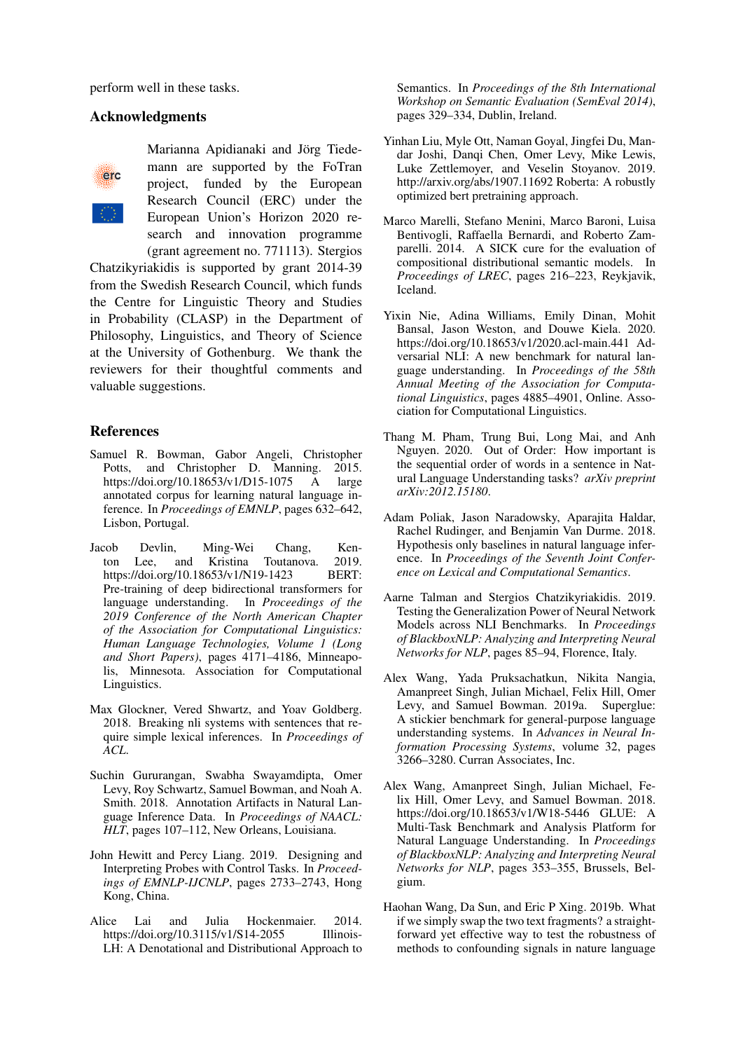perform well in these tasks.

## Acknowledgments

Marianna Apidianaki and Jörg Tiedemann are supported by the FoTran project, funded by the European Research Council (ERC) under the European Union's Horizon 2020 research and innovation programme (grant agreement no. 771113). Stergios Chatzikyriakidis is supported by grant 2014-39 from the Swedish Research Council, which funds the Centre for Linguistic Theory and Studies in Probability (CLASP) in the Department of Philosophy, Linguistics, and Theory of Science at the University of Gothenburg. We thank the reviewers for their thoughtful comments and valuable suggestions.

## References

Samuel R. Bowman, Gabor Angeli, Christopher Potts, and Christopher D. Manning. 2015. https://doi.org/10.18653/v1/D15-1075 A large annotated corpus for learning natural language inference. In *Proceedings of EMNLP*, pages 632–642, Lisbon, Portugal.

Jacob Devlin, Ming-Wei Chang, Kenton Lee, and Kristina Toutanova. 2019. https://doi.org/10.18653/v1/N19-1423 BERT: Pre-training of deep bidirectional transformers for language understanding. In *Proceedings of the 2019 Conference of the North American Chapter of the Association for Computational Linguistics: Human Language Technologies, Volume 1 (Long and Short Papers)*, pages 4171–4186, Minneapolis, Minnesota. Association for Computational Linguistics.

Max Glockner, Vered Shwartz, and Yoav Goldberg. 2018. Breaking nli systems with sentences that require simple lexical inferences. In *Proceedings of ACL*.

Suchin Gururangan, Swabha Swayamdipta, Omer Levy, Roy Schwartz, Samuel Bowman, and Noah A. Smith. 2018. Annotation Artifacts in Natural Language Inference Data. In *Proceedings of NAACL: HLT*, pages 107–112, New Orleans, Louisiana.

John Hewitt and Percy Liang. 2019. Designing and Interpreting Probes with Control Tasks. In *Proceedings of EMNLP-IJCNLP*, pages 2733–2743, Hong Kong, China.

Alice Lai and Julia Hockenmaier. 2014. https://doi.org/10.3115/v1/S14-2055 Illinois-LH: A Denotational and Distributional Approach to Semantics. In *Proceedings of the 8th International Workshop on Semantic Evaluation (SemEval 2014)*, pages 329–334, Dublin, Ireland.

Yinhan Liu, Myle Ott, Naman Goyal, Jingfei Du, Mandar Joshi, Danqi Chen, Omer Levy, Mike Lewis, Luke Zettlemoyer, and Veselin Stoyanov. 2019. http://arxiv.org/abs/1907.11692 Roberta: A robustly optimized bert pretraining approach.

Marco Marelli, Stefano Menini, Marco Baroni, Luisa Bentivogli, Raffaella Bernardi, and Roberto Zamparelli. 2014. A SICK cure for the evaluation of compositional distributional semantic models. In *Proceedings of LREC*, pages 216–223, Reykjavik, Iceland.

Yixin Nie, Adina Williams, Emily Dinan, Mohit Bansal, Jason Weston, and Douwe Kiela. 2020. https://doi.org/10.18653/v1/2020.acl-main.441 Adversarial NLI: A new benchmark for natural language understanding. In *Proceedings of the 58th Annual Meeting of the Association for Computational Linguistics*, pages 4885–4901, Online. Association for Computational Linguistics.

Thang M. Pham, Trung Bui, Long Mai, and Anh Nguyen. 2020. Out of Order: How important is the sequential order of words in a sentence in Natural Language Understanding tasks? *arXiv preprint arXiv:2012.15180*.

Adam Poliak, Jason Naradowsky, Aparajita Haldar, Rachel Rudinger, and Benjamin Van Durme. 2018. Hypothesis only baselines in natural language inference. In *Proceedings of the Seventh Joint Conference on Lexical and Computational Semantics*.

Aarne Talman and Stergios Chatzikyriakidis. 2019. Testing the Generalization Power of Neural Network Models across NLI Benchmarks. In *Proceedings of BlackboxNLP: Analyzing and Interpreting Neural Networks for NLP*, pages 85–94, Florence, Italy.

Alex Wang, Yada Pruksachatkun, Nikita Nangia, Amanpreet Singh, Julian Michael, Felix Hill, Omer Levy, and Samuel Bowman. 2019a. Superglue: A stickier benchmark for general-purpose language understanding systems. In *Advances in Neural Information Processing Systems*, volume 32, pages 3266–3280. Curran Associates, Inc.

Alex Wang, Amanpreet Singh, Julian Michael, Felix Hill, Omer Levy, and Samuel Bowman. 2018. https://doi.org/10.18653/v1/W18-5446 GLUE: A Multi-Task Benchmark and Analysis Platform for Natural Language Understanding. In *Proceedings of BlackboxNLP: Analyzing and Interpreting Neural Networks for NLP*, pages 353–355, Brussels, Belgium.

Haohan Wang, Da Sun, and Eric P Xing. 2019b. What if we simply swap the two text fragments? a straightforward yet effective way to test the robustness of methods to confounding signals in nature language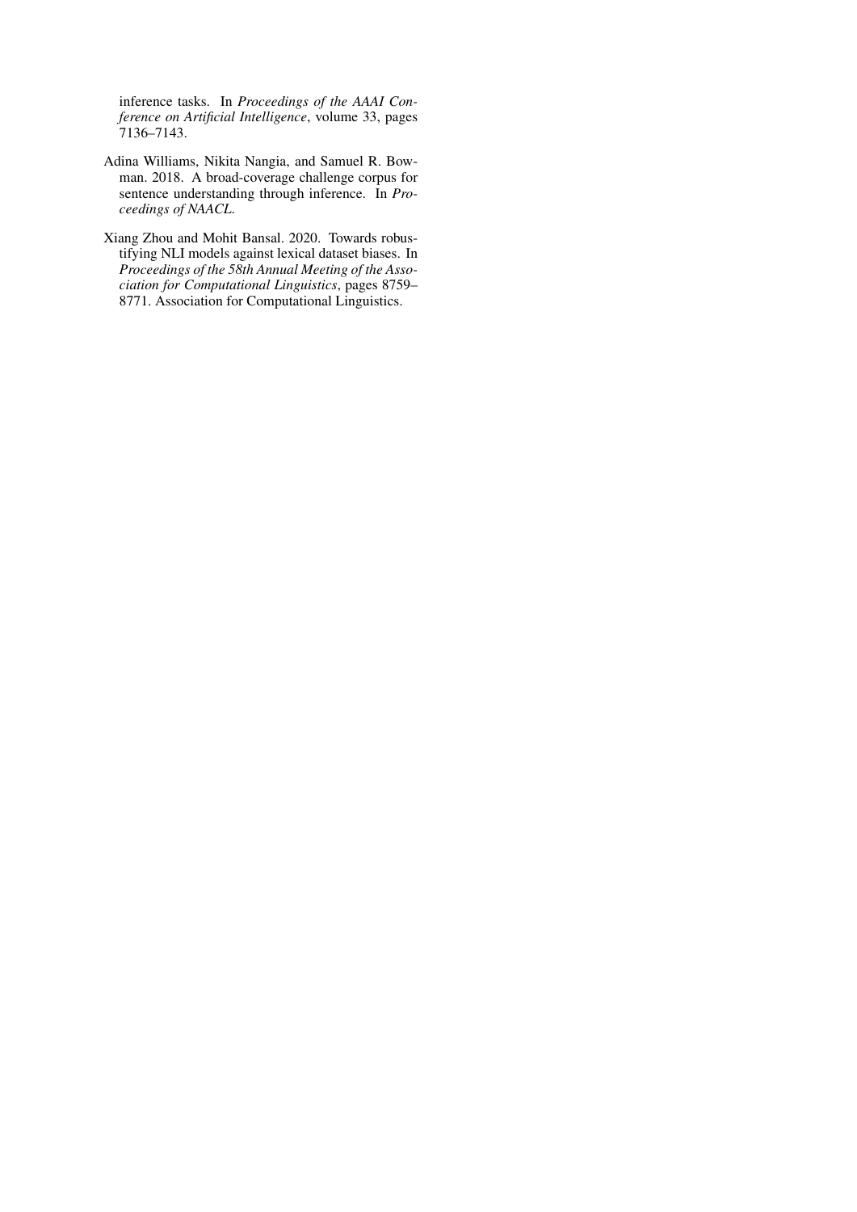inference tasks. In *Proceedings of the AAAI Conference on Artificial Intelligence*, volume 33, pages 7136–7143.

Adina Williams, Nikita Nangia, and Samuel R. Bowman. 2018. A broad-coverage challenge corpus for sentence understanding through inference. In *Proceedings of NAACL*.

Xiang Zhou and Mohit Bansal. 2020. Towards robustifying NLI models against lexical dataset biases. In *Proceedings of the 58th Annual Meeting of the Association for Computational Linguistics*, pages 8759–8771. Association for Computational Linguistics.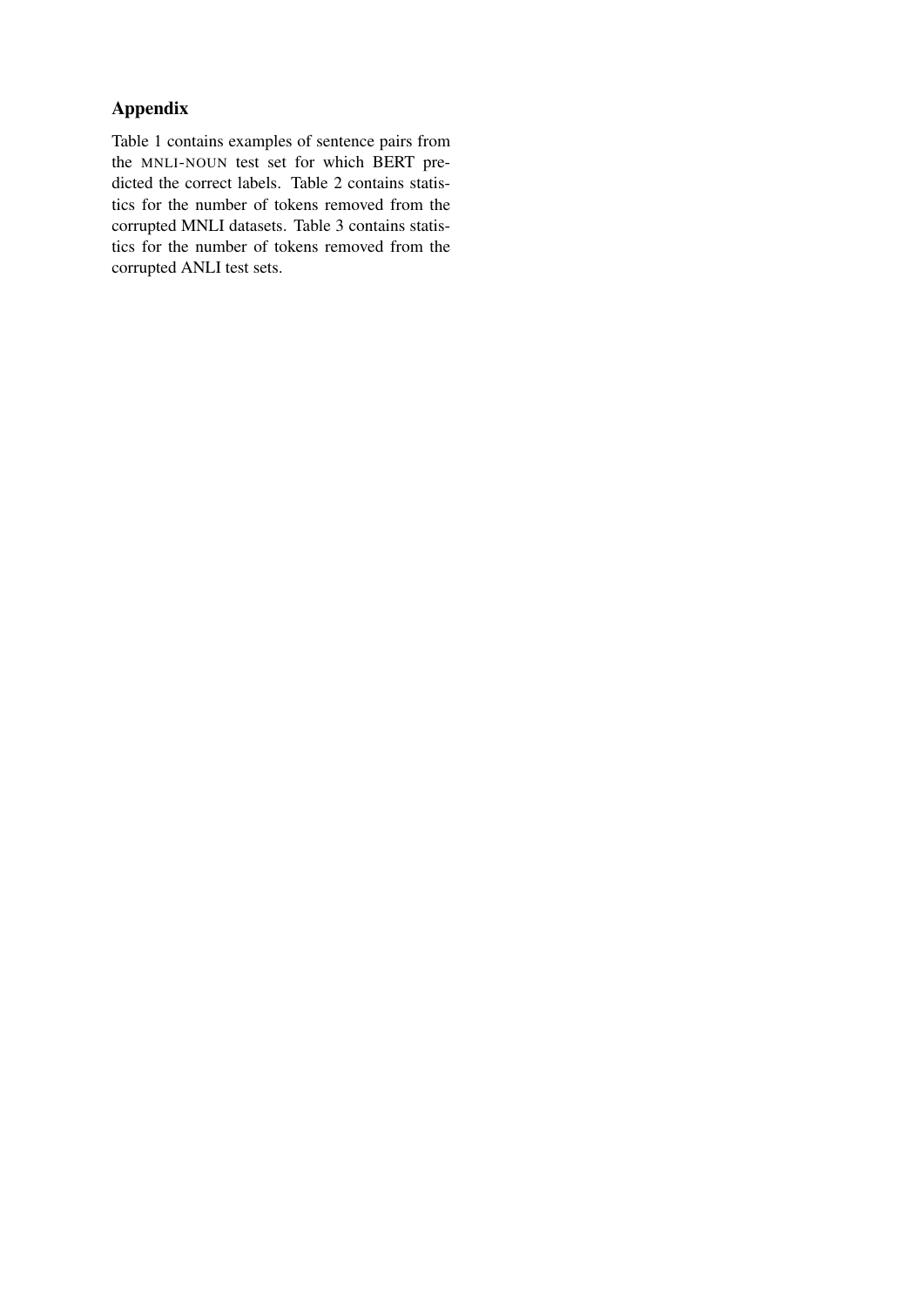## Appendix

Table 1 contains examples of sentence pairs from the MNLI-NOUN test set for which BERT predicted the correct labels. Table 2 contains statistics for the number of tokens removed from the corrupted MNLI datasets. Table 3 contains statistics for the number of tokens removed from the corrupted ANLI test sets.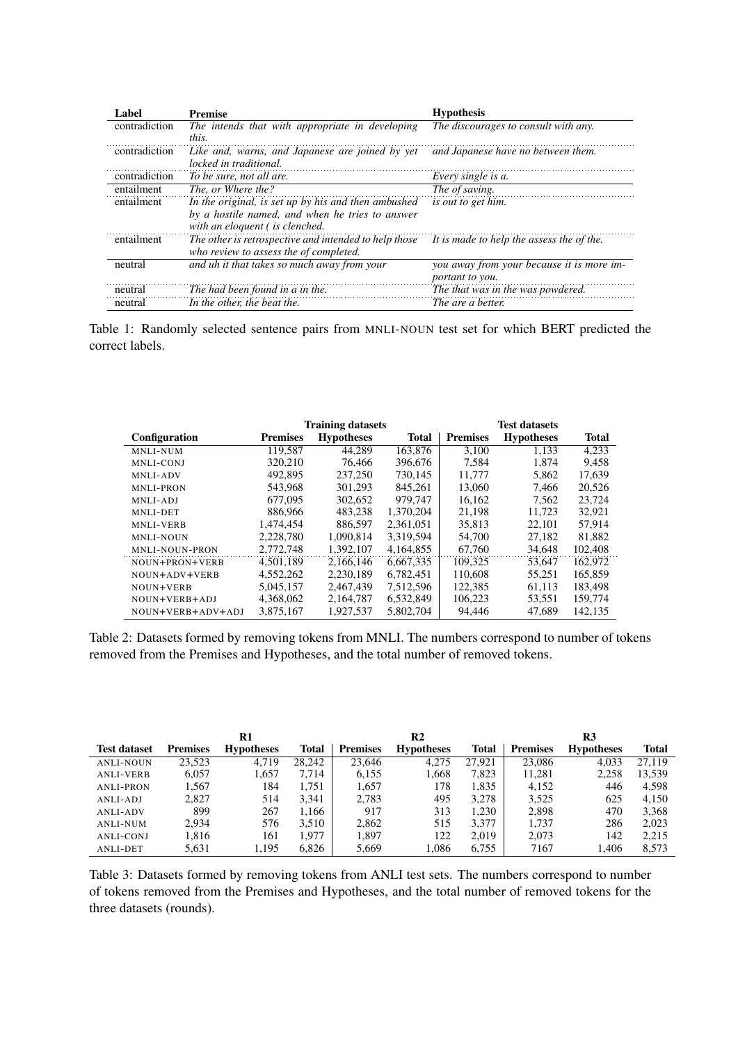| Label | Premise | Hypothesis |
| --- | --- | --- |
| contradiction | *The intends that with appropriate in developing this.* | *The discourages to consult with any.* |
| contradiction | *Like and, warns, and Japanese are joined by yet locked in traditional.* | *and Japanese have no between them.* |
| contradiction | *To be sure, not all are.* | *Every single is a.* |
| entailment | *The, or Where the?* | *The of saving.* |
| entailment | *In the original, is set up by his and then ambushed by a hostile named, and when he tries to answer with an eloquent ( is clenched.* | *is out to get him.* |
| entailment | *The other is retrospective and intended to help those who review to assess the of completed.* | *It is made to help the assess the of the.* |
| neutral | *and uh it that takes so much away from your* | *you away from your because it is more important to you.* |
| neutral | *The had been found in a in the.* | *The that was in the was powdered.* |
| neutral | *In the other, the beat the.* | *The are a better.* |

Table 1: Randomly selected sentence pairs from MNLI-NOUN test set for which BERT predicted the correct labels.

| | Training datasets | | | Test datasets | | |
| --- | --- | --- | --- | --- | --- | --- |
| Configuration | Premises | Hypotheses | Total | Premises | Hypotheses | Total |
| MNLI-NUM | 119,587 | 44,289 | 163,876 | 3,100 | 1,133 | 4,233 |
| MNLI-CONJ | 320,210 | 76,466 | 396,676 | 7,584 | 1,874 | 9,458 |
| MNLI-ADV | 492,895 | 237,250 | 730,145 | 11,777 | 5,862 | 17,639 |
| MNLI-PRON | 543,968 | 301,293 | 845,261 | 13,060 | 7,466 | 20,526 |
| MNLI-ADJ | 677,095 | 302,652 | 979,747 | 16,162 | 7,562 | 23,724 |
| MNLI-DET | 886,966 | 483,238 | 1,370,204 | 21,198 | 11,723 | 32,921 |
| MNLI-VERB | 1,474,454 | 886,597 | 2,361,051 | 35,813 | 22,101 | 57,914 |
| MNLI-NOUN | 2,228,780 | 1,090,814 | 3,319,594 | 54,700 | 27,182 | 81,882 |
| MNLI-NOUN-PRON | 2,772,748 | 1,392,107 | 4,164,855 | 67,760 | 34,648 | 102,408 |
| NOUN+PRON+VERB | 4,501,189 | 2,166,146 | 6,667,335 | 109,325 | 53,647 | 162,972 |
| NOUN+ADV+VERB | 4,552,262 | 2,230,189 | 6,782,451 | 110,608 | 55,251 | 165,859 |
| NOUN+VERB | 5,045,157 | 2,467,439 | 7,512,596 | 122,385 | 61,113 | 183,498 |
| NOUN+VERB+ADJ | 4,368,062 | 2,164,787 | 6,532,849 | 106,223 | 53,551 | 159,774 |
| NOUN+VERB+ADV+ADJ | 3,875,167 | 1,927,537 | 5,802,704 | 94,446 | 47,689 | 142,135 |

Table 2: Datasets formed by removing tokens from MNLI. The numbers correspond to number of tokens removed from the Premises and Hypotheses, and the total number of removed tokens.

| | R1 | | | R2 | | | R3 | | |
| --- | --- | --- | --- | --- | --- | --- | --- | --- | --- |
| Test dataset | Premises | Hypotheses | Total | Premises | Hypotheses | Total | Premises | Hypotheses | Total |
| ANLI-NOUN | 23,523 | 4,719 | 28,242 | 23,646 | 4,275 | 27,921 | 23,086 | 4,033 | 27,119 |
| ANLI-VERB | 6,057 | 1,657 | 7,714 | 6,155 | 1,668 | 7,823 | 11,281 | 2,258 | 13,539 |
| ANLI-PRON | 1,567 | 184 | 1,751 | 1,657 | 178 | 1,835 | 4,152 | 446 | 4,598 |
| ANLI-ADJ | 2,827 | 514 | 3,341 | 2,783 | 495 | 3,278 | 3,525 | 625 | 4,150 |
| ANLI-ADV | 899 | 267 | 1,166 | 917 | 313 | 1,230 | 2,898 | 470 | 3,368 |
| ANLI-NUM | 2,934 | 576 | 3,510 | 2,862 | 515 | 3,377 | 1,737 | 286 | 2,023 |
| ANLI-CONJ | 1,816 | 161 | 1,977 | 1,897 | 122 | 2,019 | 2,073 | 142 | 2,215 |
| ANLI-DET | 5,631 | 1,195 | 6,826 | 5,669 | 1,086 | 6,755 | 7167 | 1,406 | 8,573 |

Table 3: Datasets formed by removing tokens from ANLI test sets. The numbers correspond to number of tokens removed from the Premises and Hypotheses, and the total number of removed tokens for the three datasets (rounds).